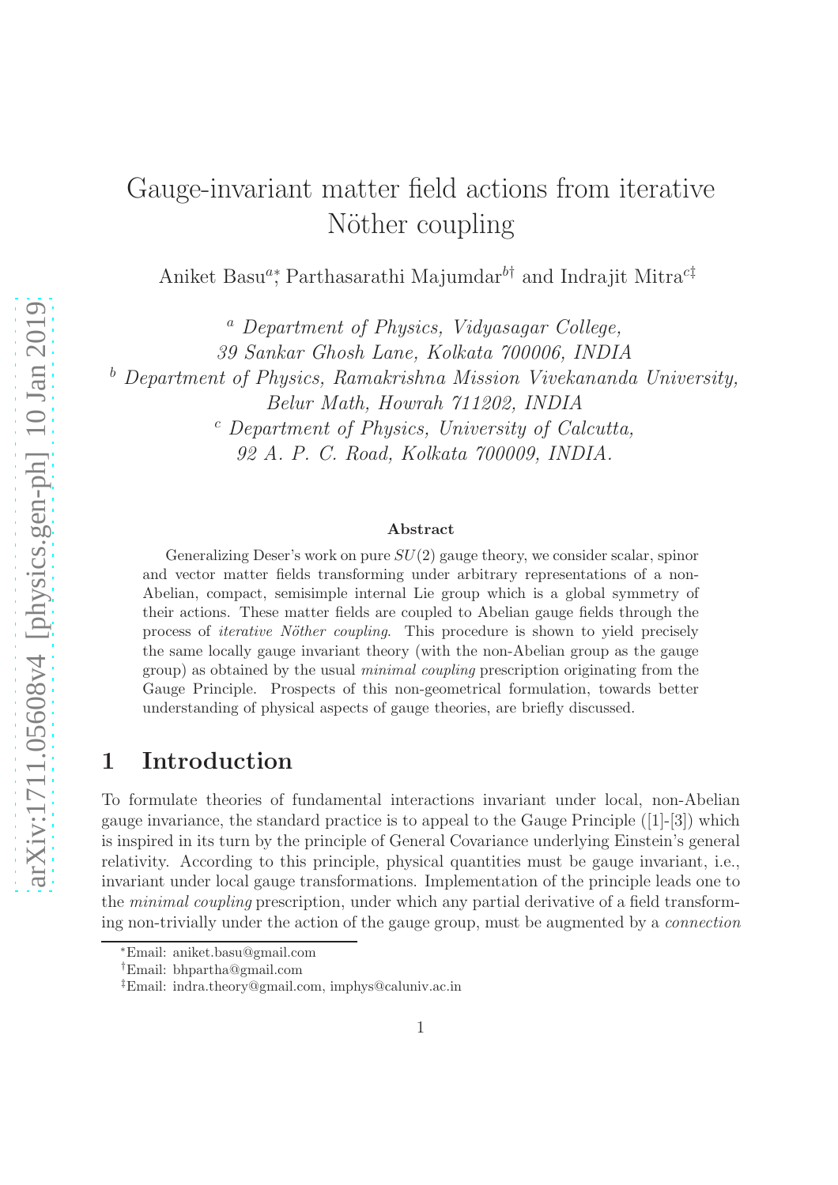# Gauge-invariant matter field actions from iterative Nöther coupling

Aniket Basu[a*], Parthasarathi Majumdar[b†] and Indrajit Mitra[c‡]

[a] *Department of Physics, Vidyasagar College, 39 Sankar Ghosh Lane, Kolkata 700006, INDIA*

[b] *Department of Physics, Ramakrishna Mission Vivekananda University, Belur Math, Howrah 711202, INDIA*

[c] *Department of Physics, University of Calcutta, 92 A. P. C. Road, Kolkata 700009, INDIA.*

### Abstract

Generalizing Deser's work on pure $SU(2)$ gauge theory, we consider scalar, spinor and vector matter fields transforming under arbitrary representations of a non-Abelian, compact, semisimple internal Lie group which is a global symmetry of their actions. These matter fields are coupled to Abelian gauge fields through the process of *iterative Nöther coupling*. This procedure is shown to yield precisely the same locally gauge invariant theory (with the non-Abelian group as the gauge group) as obtained by the usual *minimal coupling* prescription originating from the Gauge Principle. Prospects of this non-geometrical formulation, towards better understanding of physical aspects of gauge theories, are briefly discussed.

## 1 Introduction

To formulate theories of fundamental interactions invariant under local, non-Abelian gauge invariance, the standard practice is to appeal to the Gauge Principle ([1]-[3]) which is inspired in its turn by the principle of General Covariance underlying Einstein's general relativity. According to this principle, physical quantities must be gauge invariant, i.e., invariant under local gauge transformations. Implementation of the principle leads one to the *minimal coupling* prescription, under which any partial derivative of a field transforming non-trivially under the action of the gauge group, must be augmented by a *connection*

---

*Email: aniket.basu@gmail.com

†Email: bhpartha@gmail.com

‡Email: indra.theory@gmail.com, imphys@caluniv.ac.in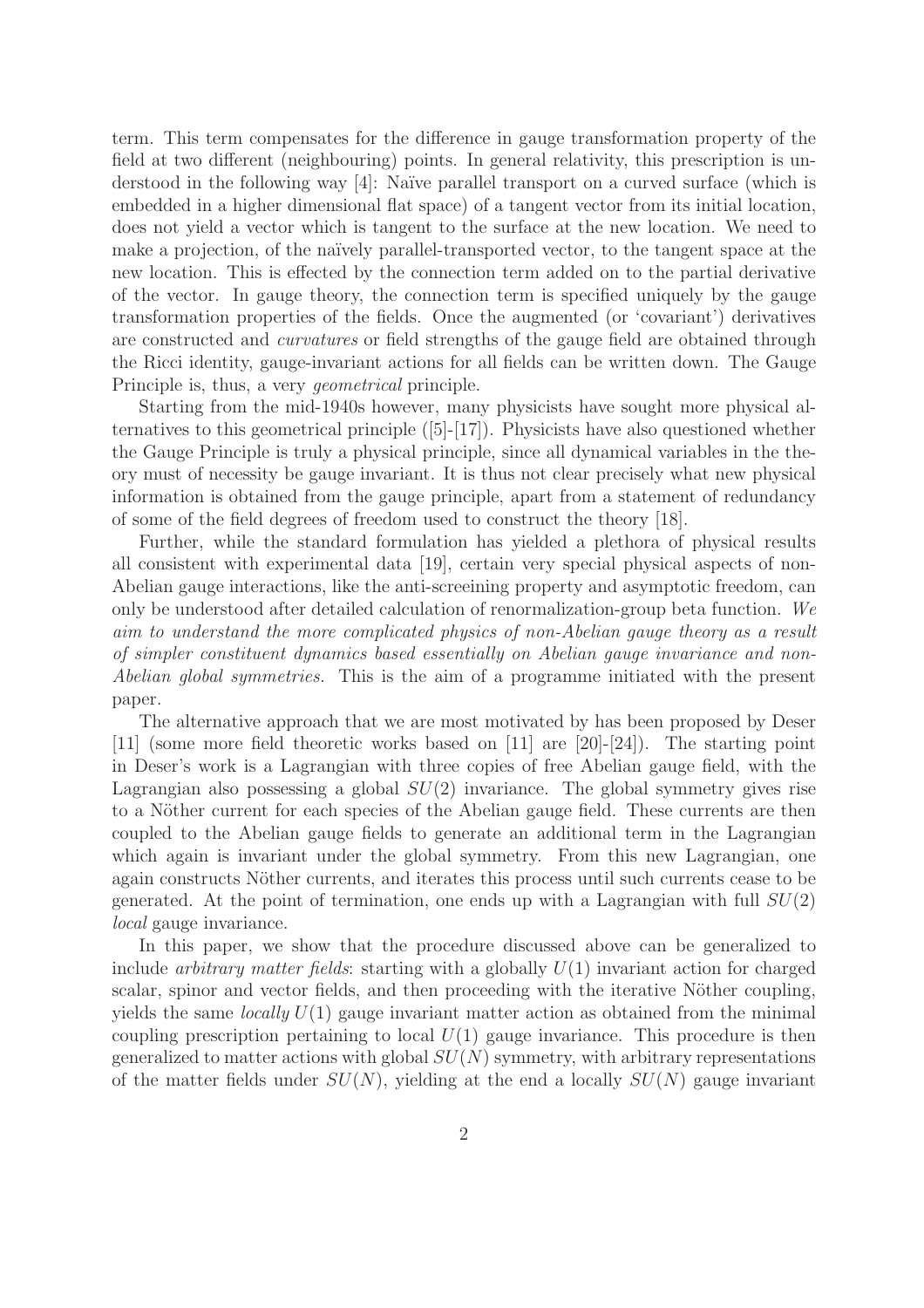term. This term compensates for the difference in gauge transformation property of the field at two different (neighbouring) points. In general relativity, this prescription is understood in the following way [4]: Naïve parallel transport on a curved surface (which is embedded in a higher dimensional flat space) of a tangent vector from its initial location, does not yield a vector which is tangent to the surface at the new location. We need to make a projection, of the naïvely parallel-transported vector, to the tangent space at the new location. This is effected by the connection term added on to the partial derivative of the vector. In gauge theory, the connection term is specified uniquely by the gauge transformation properties of the fields. Once the augmented (or 'covariant') derivatives are constructed and *curvatures* or field strengths of the gauge field are obtained through the Ricci identity, gauge-invariant actions for all fields can be written down. The Gauge Principle is, thus, a very *geometrical* principle.

Starting from the mid-1940s however, many physicists have sought more physical alternatives to this geometrical principle ([5]-[17]). Physicists have also questioned whether the Gauge Principle is truly a physical principle, since all dynamical variables in the theory must of necessity be gauge invariant. It is thus not clear precisely what new physical information is obtained from the gauge principle, apart from a statement of redundancy of some of the field degrees of freedom used to construct the theory [18].

Further, while the standard formulation has yielded a plethora of physical results all consistent with experimental data [19], certain very special physical aspects of non-Abelian gauge interactions, like the anti-screeining property and asymptotic freedom, can only be understood after detailed calculation of renormalization-group beta function. *We aim to understand the more complicated physics of non-Abelian gauge theory as a result of simpler constituent dynamics based essentially on Abelian gauge invariance and non-Abelian global symmetries.* This is the aim of a programme initiated with the present paper.

The alternative approach that we are most motivated by has been proposed by Deser [11] (some more field theoretic works based on [11] are [20]-[24]). The starting point in Deser's work is a Lagrangian with three copies of free Abelian gauge field, with the Lagrangian also possessing a global $SU(2)$ invariance. The global symmetry gives rise to a Nöther current for each species of the Abelian gauge field. These currents are then coupled to the Abelian gauge fields to generate an additional term in the Lagrangian which again is invariant under the global symmetry. From this new Lagrangian, one again constructs Nöther currents, and iterates this process until such currents cease to be generated. At the point of termination, one ends up with a Lagrangian with full $SU(2)$ *local* gauge invariance.

In this paper, we show that the procedure discussed above can be generalized to include *arbitrary matter fields*: starting with a globally $U(1)$ invariant action for charged scalar, spinor and vector fields, and then proceeding with the iterative Nöther coupling, yields the same *locally* $U(1)$ gauge invariant matter action as obtained from the minimal coupling prescription pertaining to local $U(1)$ gauge invariance. This procedure is then generalized to matter actions with global $SU(N)$ symmetry, with arbitrary representations of the matter fields under $SU(N)$, yielding at the end a locally $SU(N)$ gauge invariant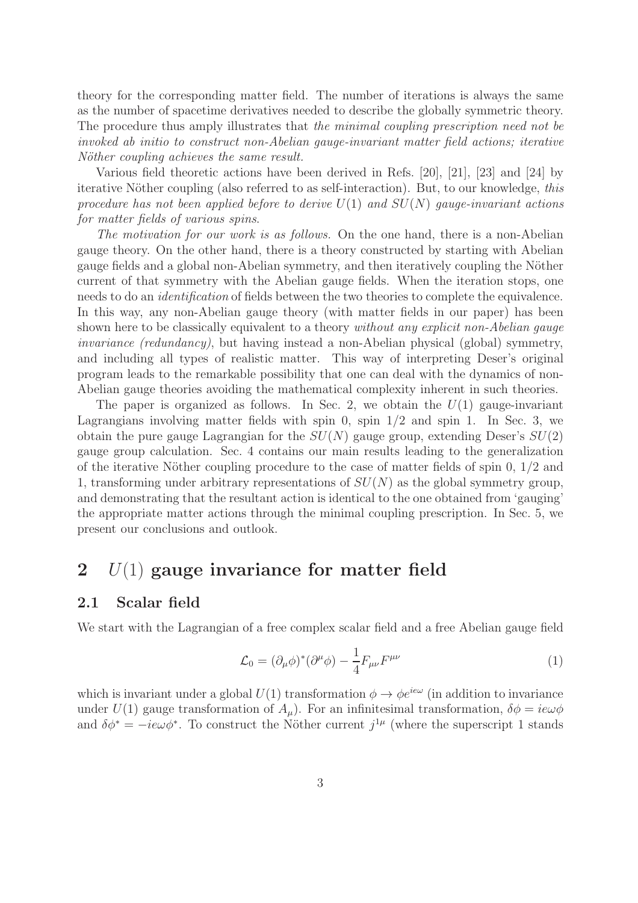theory for the corresponding matter field. The number of iterations is always the same as the number of spacetime derivatives needed to describe the globally symmetric theory. The procedure thus amply illustrates that *the minimal coupling prescription need not be invoked ab initio to construct non-Abelian gauge-invariant matter field actions; iterative Nöther coupling achieves the same result.*

Various field theoretic actions have been derived in Refs. [20], [21], [23] and [24] by iterative Nöther coupling (also referred to as self-interaction). But, to our knowledge, *this procedure has not been applied before to derive $U(1)$ and $SU(N)$ gauge-invariant actions for matter fields of various spins.*

*The motivation for our work is as follows.* On the one hand, there is a non-Abelian gauge theory. On the other hand, there is a theory constructed by starting with Abelian gauge fields and a global non-Abelian symmetry, and then iteratively coupling the Nöther current of that symmetry with the Abelian gauge fields. When the iteration stops, one needs to do an *identification* of fields between the two theories to complete the equivalence. In this way, any non-Abelian gauge theory (with matter fields in our paper) has been shown here to be classically equivalent to a theory *without any explicit non-Abelian gauge invariance (redundancy)*, but having instead a non-Abelian physical (global) symmetry, and including all types of realistic matter. This way of interpreting Deser's original program leads to the remarkable possibility that one can deal with the dynamics of non-Abelian gauge theories avoiding the mathematical complexity inherent in such theories.

The paper is organized as follows. In Sec. 2, we obtain the $U(1)$ gauge-invariant Lagrangians involving matter fields with spin 0, spin 1/2 and spin 1. In Sec. 3, we obtain the pure gauge Lagrangian for the $SU(N)$ gauge group, extending Deser's $SU(2)$ gauge group calculation. Sec. 4 contains our main results leading to the generalization of the iterative Nöther coupling procedure to the case of matter fields of spin 0, 1/2 and 1, transforming under arbitrary representations of $SU(N)$ as the global symmetry group, and demonstrating that the resultant action is identical to the one obtained from 'gauging' the appropriate matter actions through the minimal coupling prescription. In Sec. 5, we present our conclusions and outlook.

# 2 $U(1)$ gauge invariance for matter field

## 2.1 Scalar field

We start with the Lagrangian of a free complex scalar field and a free Abelian gauge field

$$\mathcal{L}_0 = (\partial_\mu \phi)^* (\partial^\mu \phi) - \frac{1}{4} F_{\mu\nu} F^{\mu\nu} \tag{1}$$

which is invariant under a global $U(1)$ transformation $\phi \to \phi e^{ie\omega}$ (in addition to invariance under $U(1)$ gauge transformation of $A_\mu$). For an infinitesimal transformation, $\delta\phi = ie\omega\phi$ and $\delta\phi^* = -ie\omega\phi^*$. To construct the Nöther current $j^{1\mu}$ (where the superscript 1 stands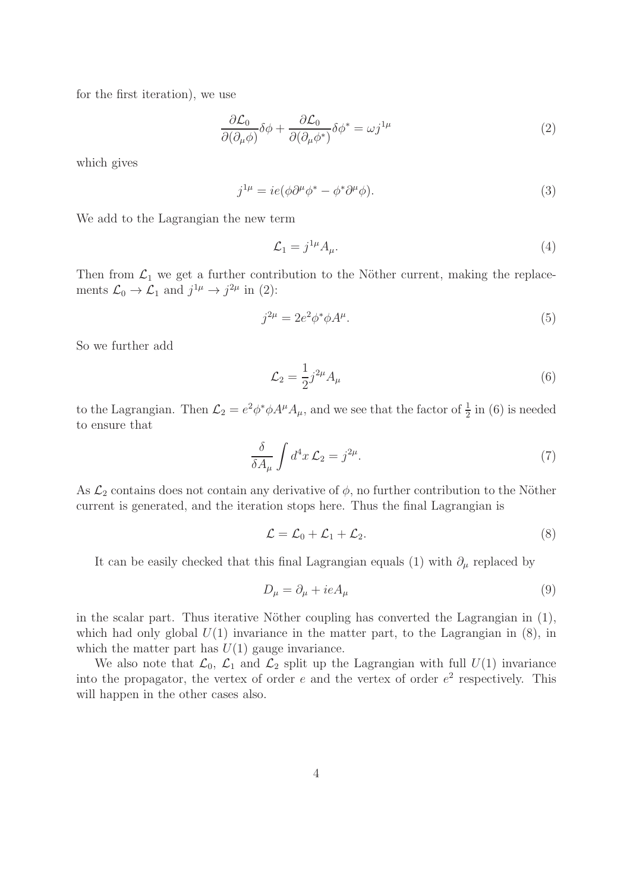for the first iteration), we use

$$\frac{\partial \mathcal{L}_0}{\partial(\partial_\mu \phi)}\delta\phi + \frac{\partial \mathcal{L}_0}{\partial(\partial_\mu \phi^*)}\delta\phi^* = \omega j^{1\mu} \tag{2}$$

which gives

$$j^{1\mu} = ie(\phi\partial^\mu\phi^* - \phi^*\partial^\mu\phi). \tag{3}$$

We add to the Lagrangian the new term

$$\mathcal{L}_1 = j^{1\mu}A_\mu. \tag{4}$$

Then from $\mathcal{L}_1$ we get a further contribution to the Nöther current, making the replacements $\mathcal{L}_0 \to \mathcal{L}_1$ and $j^{1\mu} \to j^{2\mu}$ in (2):

$$j^{2\mu} = 2e^2\phi^*\phi A^\mu. \tag{5}$$

So we further add

$$\mathcal{L}_2 = \frac{1}{2}j^{2\mu}A_\mu \tag{6}$$

to the Lagrangian. Then $\mathcal{L}_2 = e^2\phi^*\phi A^\mu A_\mu$, and we see that the factor of $\frac{1}{2}$ in (6) is needed to ensure that

$$\frac{\delta}{\delta A_\mu}\int d^4x\, \mathcal{L}_2 = j^{2\mu}. \tag{7}$$

As $\mathcal{L}_2$ contains does not contain any derivative of $\phi$, no further contribution to the Nöther current is generated, and the iteration stops here. Thus the final Lagrangian is

$$\mathcal{L} = \mathcal{L}_0 + \mathcal{L}_1 + \mathcal{L}_2. \tag{8}$$

It can be easily checked that this final Lagrangian equals (1) with $\partial_\mu$ replaced by

$$D_\mu = \partial_\mu + ieA_\mu \tag{9}$$

in the scalar part. Thus iterative Nöther coupling has converted the Lagrangian in (1), which had only global $U(1)$ invariance in the matter part, to the Lagrangian in (8), in which the matter part has $U(1)$ gauge invariance.

We also note that $\mathcal{L}_0$, $\mathcal{L}_1$ and $\mathcal{L}_2$ split up the Lagrangian with full $U(1)$ invariance into the propagator, the vertex of order $e$ and the vertex of order $e^2$ respectively. This will happen in the other cases also.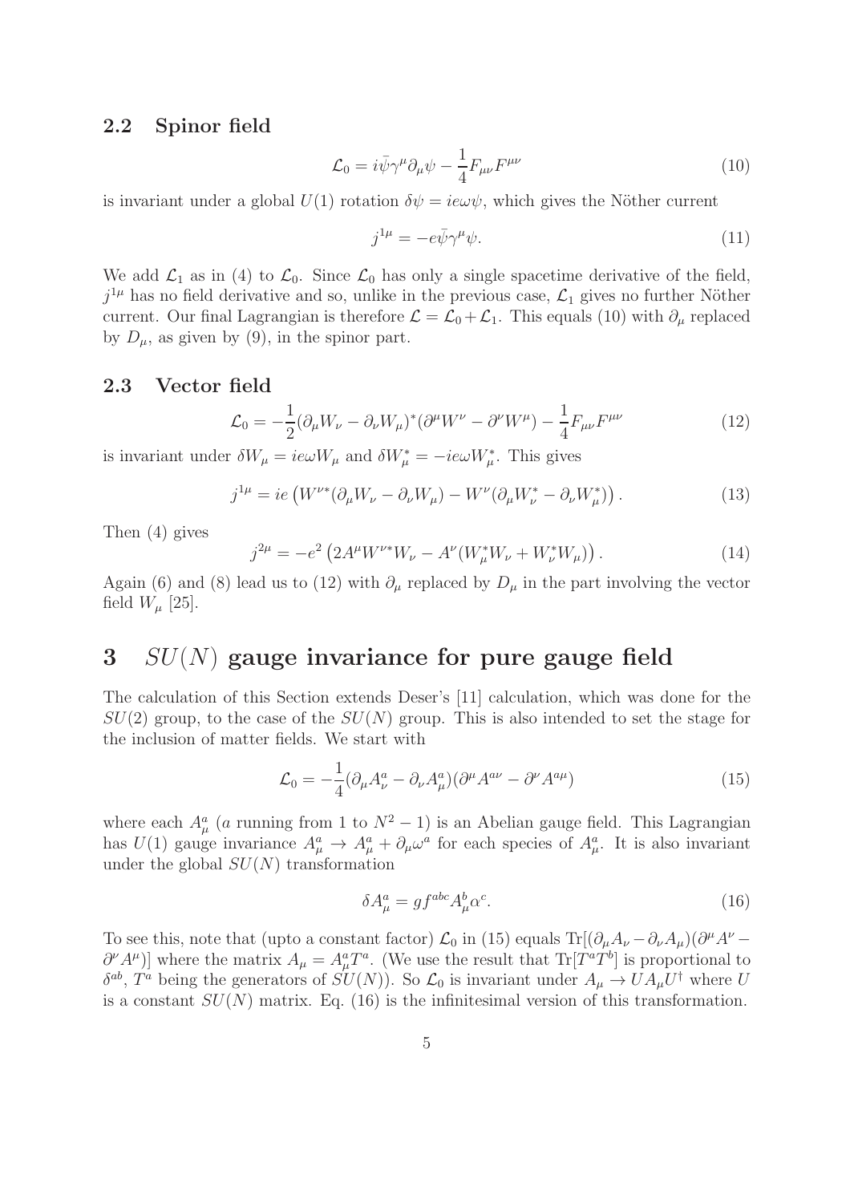### 2.2 Spinor field

$$\mathcal{L}_0 = i\bar{\psi}\gamma^\mu \partial_\mu \psi - \frac{1}{4}F_{\mu\nu}F^{\mu\nu} \tag{10}$$

is invariant under a global $U(1)$ rotation $\delta\psi = ie\omega\psi$, which gives the Nöther current

$$j^{1\mu} = -e\bar{\psi}\gamma^\mu \psi. \tag{11}$$

We add $\mathcal{L}_1$ as in (4) to $\mathcal{L}_0$. Since $\mathcal{L}_0$ has only a single spacetime derivative of the field, $j^{1\mu}$ has no field derivative and so, unlike in the previous case, $\mathcal{L}_1$ gives no further Nöther current. Our final Lagrangian is therefore $\mathcal{L} = \mathcal{L}_0 + \mathcal{L}_1$. This equals (10) with $\partial_\mu$ replaced by $D_\mu$, as given by (9), in the spinor part.

### 2.3 Vector field

$$\mathcal{L}_0 = -\frac{1}{2}(\partial_\mu W_\nu - \partial_\nu W_\mu)^*(\partial^\mu W^\nu - \partial^\nu W^\mu) - \frac{1}{4}F_{\mu\nu}F^{\mu\nu} \tag{12}$$

is invariant under $\delta W_\mu = ie\omega W_\mu$ and $\delta W^*_\mu = -ie\omega W^*_\mu$. This gives

$$j^{1\mu} = ie\left(W^{\nu *}(\partial_\mu W_\nu - \partial_\nu W_\mu) - W^\nu(\partial_\mu W^*_\nu - \partial_\nu W^*_\mu)\right). \tag{13}$$

Then (4) gives

$$j^{2\mu} = -e^2\left(2A^\mu W^{\nu *}W_\nu - A^\nu(W^*_\mu W_\nu + W^*_\nu W_\mu)\right). \tag{14}$$

Again (6) and (8) lead us to (12) with $\partial_\mu$ replaced by $D_\mu$ in the part involving the vector field $W_\mu$ [25].

## 3 $SU(N)$ gauge invariance for pure gauge field

The calculation of this Section extends Deser's [11] calculation, which was done for the $SU(2)$ group, to the case of the $SU(N)$ group. This is also intended to set the stage for the inclusion of matter fields. We start with

$$\mathcal{L}_0 = -\frac{1}{4}(\partial_\mu A^a_\nu - \partial_\nu A^a_\mu)(\partial^\mu A^{a\nu} - \partial^\nu A^{a\mu}) \tag{15}$$

where each $A^a_\mu$ ($a$ running from 1 to $N^2 - 1$) is an Abelian gauge field. This Lagrangian has $U(1)$ gauge invariance $A^a_\mu \to A^a_\mu + \partial_\mu \omega^a$ for each species of $A^a_\mu$. It is also invariant under the global $SU(N)$ transformation

$$\delta A^a_\mu = gf^{abc}A^b_\mu \alpha^c. \tag{16}$$

To see this, note that (upto a constant factor) $\mathcal{L}_0$ in (15) equals $\mathrm{Tr}[(\partial_\mu A_\nu - \partial_\nu A_\mu)(\partial^\mu A^\nu - \partial^\nu A^\mu)]$ where the matrix $A_\mu = A^a_\mu T^a$. (We use the result that $\mathrm{Tr}[T^a T^b]$ is proportional to $\delta^{ab}$, $T^a$ being the generators of $SU(N)$). So $\mathcal{L}_0$ is invariant under $A_\mu \to UA_\mu U^\dagger$ where $U$ is a constant $SU(N)$ matrix. Eq. (16) is the infinitesimal version of this transformation.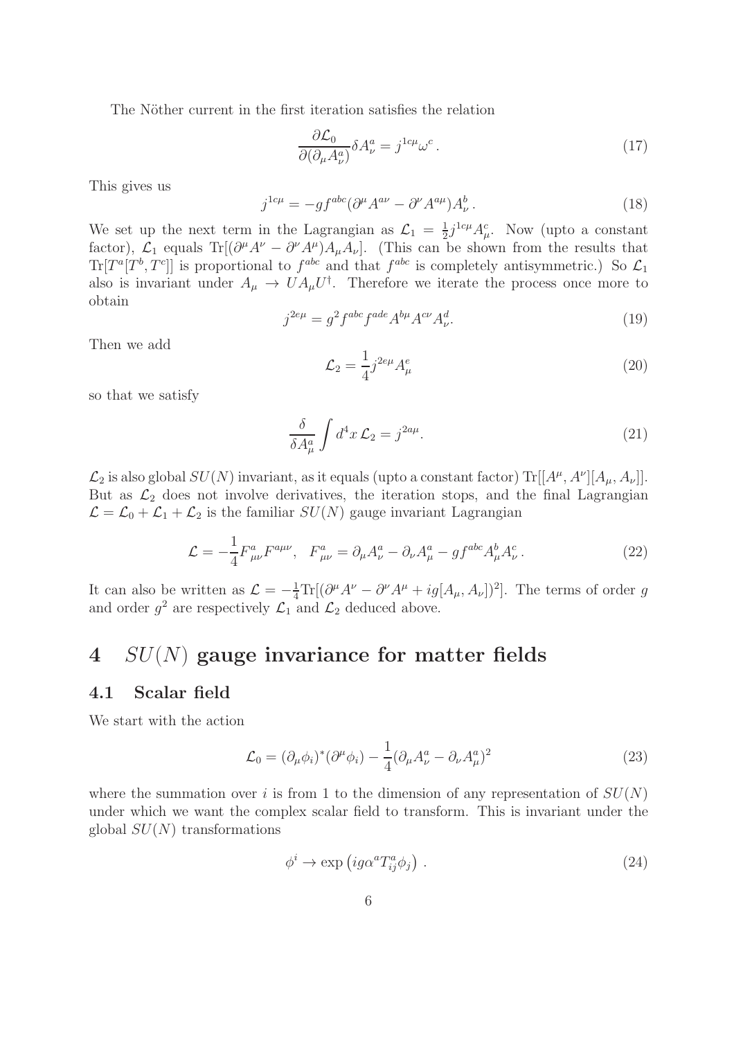The Nöther current in the first iteration satisfies the relation

$$\frac{\partial \mathcal{L}_0}{\partial(\partial_\mu A^a_\nu)} \delta A^a_\nu = j^{1c\mu}\omega^c \,. \tag{17}$$

This gives us

$$j^{1c\mu} = -g f^{abc}(\partial^\mu A^{a\nu} - \partial^\nu A^{a\mu})A^b_\nu \,. \tag{18}$$

We set up the next term in the Lagrangian as $\mathcal{L}_1 = \frac{1}{2} j^{1c\mu} A^c_\mu$. Now (upto a constant factor), $\mathcal{L}_1$ equals $\mathrm{Tr}[(\partial^\mu A^\nu - \partial^\nu A^\mu)A_\mu A_\nu]$. (This can be shown from the results that $\mathrm{Tr}[T^a[T^b, T^c]]$ is proportional to $f^{abc}$ and that $f^{abc}$ is completely antisymmetric.) So $\mathcal{L}_1$ also is invariant under $A_\mu \to U A_\mu U^\dagger$. Therefore we iterate the process once more to obtain

$$j^{2e\mu} = g^2 f^{abc} f^{ade} A^{b\mu} A^{c\nu} A^d_\nu. \tag{19}$$

Then we add

$$\mathcal{L}_2 = \frac{1}{4} j^{2e\mu} A^e_\mu \tag{20}$$

so that we satisfy

$$\frac{\delta}{\delta A^a_\mu} \int d^4x \, \mathcal{L}_2 = j^{2a\mu}. \tag{21}$$

$\mathcal{L}_2$ is also global $SU(N)$ invariant, as it equals (upto a constant factor) $\mathrm{Tr}[[A^\mu, A^\nu][A_\mu, A_\nu]]$. But as $\mathcal{L}_2$ does not involve derivatives, the iteration stops, and the final Lagrangian $\mathcal{L} = \mathcal{L}_0 + \mathcal{L}_1 + \mathcal{L}_2$ is the familiar $SU(N)$ gauge invariant Lagrangian

$$\mathcal{L} = -\frac{1}{4} F^a_{\mu\nu} F^{a\mu\nu}, \quad F^a_{\mu\nu} = \partial_\mu A^a_\nu - \partial_\nu A^a_\mu - g f^{abc} A^b_\mu A^c_\nu \,. \tag{22}$$

It can also be written as $\mathcal{L} = -\frac{1}{4}\mathrm{Tr}[(\partial^\mu A^\nu - \partial^\nu A^\mu + ig[A_\mu, A_\nu])^2]$. The terms of order $g$ and order $g^2$ are respectively $\mathcal{L}_1$ and $\mathcal{L}_2$ deduced above.

# 4 $SU(N)$ gauge invariance for matter fields

## 4.1 Scalar field

We start with the action

$$\mathcal{L}_0 = (\partial_\mu \phi_i)^* (\partial^\mu \phi_i) - \frac{1}{4}(\partial_\mu A^a_\nu - \partial_\nu A^a_\mu)^2 \tag{23}$$

where the summation over $i$ is from 1 to the dimension of any representation of $SU(N)$ under which we want the complex scalar field to transform. This is invariant under the global $SU(N)$ transformations

$$\phi^i \to \exp\left(ig\alpha^a T^a_{ij} \phi_j\right) \,. \tag{24}$$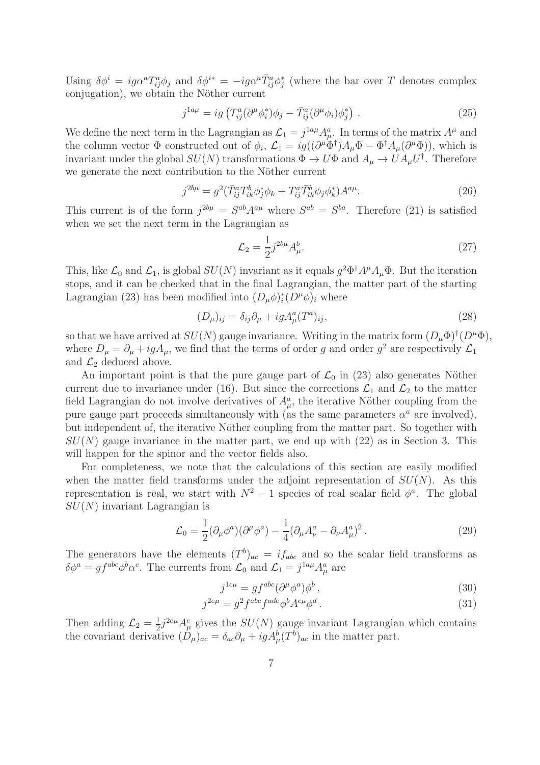Using $\delta\phi^i = ig\alpha^a T^a_{ij}\phi_j$ and $\delta\phi^{i*} = -ig\alpha^a \bar{T}^a_{ij}\phi^*_j$ (where the bar over $T$ denotes complex conjugation), we obtain the Nöther current

$$j^{1a\mu} = ig\left(T^a_{ij}(\partial^\mu\phi^*_i)\phi_j - \bar{T}^a_{ij}(\partial^\mu\phi_i)\phi^*_j\right). \tag{25}$$

We define the next term in the Lagrangian as $\mathcal{L}_1 = j^{1a\mu}A^a_\mu$. In terms of the matrix $A^\mu$ and the column vector $\Phi$ constructed out of $\phi_i$, $\mathcal{L}_1 = ig((\partial^\mu\Phi^\dagger)A_\mu\Phi - \Phi^\dagger A_\mu(\partial^\mu\Phi))$, which is invariant under the global $SU(N)$ transformations $\Phi \to U\Phi$ and $A_\mu \to UA_\mu U^\dagger$. Therefore we generate the next contribution to the Nöther current

$$j^{2b\mu} = g^2(\bar{T}^a_{ij}T^b_{ik}\phi^*_j\phi_k + T^a_{ij}\bar{T}^b_{ik}\phi_j\phi^*_k)A^{a\mu}. \tag{26}$$

This current is of the form $j^{2b\mu} = S^{ab}A^{a\mu}$ where $S^{ab} = S^{ba}$. Therefore (21) is satisfied when we set the next term in the Lagrangian as

$$\mathcal{L}_2 = \frac{1}{2}j^{2b\mu}A^b_\mu. \tag{27}$$

This, like $\mathcal{L}_0$ and $\mathcal{L}_1$, is global $SU(N)$ invariant as it equals $g^2\Phi^\dagger A^\mu A_\mu\Phi$. But the iteration stops, and it can be checked that in the final Lagrangian, the matter part of the starting Lagrangian (23) has been modified into $(D_\mu\phi)^*_i(D^\mu\phi)_i$ where

$$(D_\mu)_{ij} = \delta_{ij}\partial_\mu + igA^a_\mu(T^a)_{ij}, \tag{28}$$

so that we have arrived at $SU(N)$ gauge invariance. Writing in the matrix form $(D_\mu\Phi)^\dagger(D^\mu\Phi)$, where $D_\mu = \partial_\mu + igA_\mu$, we find that the terms of order $g$ and order $g^2$ are respectively $\mathcal{L}_1$ and $\mathcal{L}_2$ deduced above.

An important point is that the pure gauge part of $\mathcal{L}_0$ in (23) also generates Nöther current due to invariance under (16). But since the corrections $\mathcal{L}_1$ and $\mathcal{L}_2$ to the matter field Lagrangian do not involve derivatives of $A^a_\mu$, the iterative Nöther coupling from the pure gauge part proceeds simultaneously with (as the same parameters $\alpha^a$ are involved), but independent of, the iterative Nöther coupling from the matter part. So together with $SU(N)$ gauge invariance in the matter part, we end up with (22) as in Section 3. This will happen for the spinor and the vector fields also.

For completeness, we note that the calculations of this section are easily modified when the matter field transforms under the adjoint representation of $SU(N)$. As this representation is real, we start with $N^2 - 1$ species of real scalar field $\phi^a$. The global $SU(N)$ invariant Lagrangian is

$$\mathcal{L}_0 = \frac{1}{2}(\partial_\mu\phi^a)(\partial^\mu\phi^a) - \frac{1}{4}(\partial_\mu A^a_\nu - \partial_\nu A^a_\mu)^2. \tag{29}$$

The generators have the elements $(T^b)_{ac} = if_{abc}$ and so the scalar field transforms as $\delta\phi^a = gf^{abc}\phi^b\alpha^c$. The currents from $\mathcal{L}_0$ and $\mathcal{L}_1 = j^{1a\mu}A^a_\mu$ are

$$j^{1c\mu} = gf^{abc}(\partial^\mu\phi^a)\phi^b, \tag{30}$$

$$j^{2e\mu} = g^2 f^{abc}f^{ade}\phi^b A^{c\mu}\phi^d. \tag{31}$$

Then adding $\mathcal{L}_2 = \frac{1}{2}j^{2e\mu}A^e_\mu$ gives the $SU(N)$ gauge invariant Lagrangian which contains the covariant derivative $(D_\mu)_{ac} = \delta_{ac}\partial_\mu + igA^b_\mu(T^b)_{ac}$ in the matter part.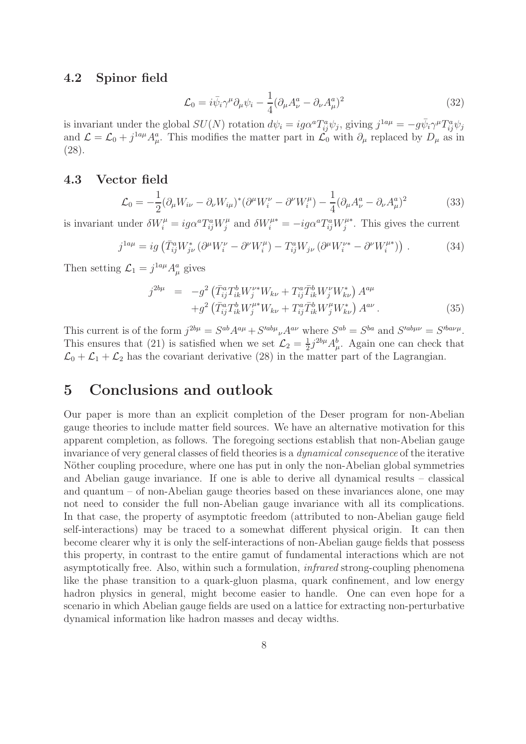### 4.2 Spinor field

$$\mathcal{L}_0 = i\bar{\psi}_i \gamma^\mu \partial_\mu \psi_i - \frac{1}{4}(\partial_\mu A^a_\nu - \partial_\nu A^a_\mu)^2 \tag{32}$$

is invariant under the global $SU(N)$ rotation $d\psi_i = ig\alpha^a T^a_{ij}\psi_j$, giving $j^{1a\mu} = -g\bar{\psi}_i\gamma^\mu T^a_{ij}\psi_j$ and $\mathcal{L} = \mathcal{L}_0 + j^{1a\mu}A^a_\mu$. This modifies the matter part in $\mathcal{L}_0$ with $\partial_\mu$ replaced by $D_\mu$ as in (28).

### 4.3 Vector field

$$\mathcal{L}_0 = -\frac{1}{2}(\partial_\mu W_{i\nu} - \partial_\nu W_{i\mu})^*(\partial^\mu W^\nu_i - \partial^\nu W^\mu_i) - \frac{1}{4}(\partial_\mu A^a_\nu - \partial_\nu A^a_\mu)^2 \tag{33}$$

is invariant under $\delta W^\mu_i = ig\alpha^a T^a_{ij} W^\mu_j$ and $\delta W^{\mu *}_i = -ig\alpha^a T^a_{ij} W^{\mu *}_j$. This gives the current

$$j^{1a\mu} = ig\left(\bar{T}^a_{ij} W^*_{j\nu}\left(\partial^\mu W^\nu_i - \partial^\nu W^\mu_i\right) - T^a_{ij} W_{j\nu}\left(\partial^\mu W^{\nu *}_i - \partial^\nu W^{\mu *}_i\right)\right). \tag{34}$$

Then setting $\mathcal{L}_1 = j^{1a\mu}A^a_\mu$ gives

$$\begin{aligned} j^{2b\mu} &= -g^2\left(\bar{T}^a_{ij} T^b_{ik} W^{\nu *}_j W_{k\nu} + T^a_{ij}\bar{T}^b_{ik} W^\nu_j W^*_{k\nu}\right) A^{a\mu} \\ &\quad + g^2\left(\bar{T}^a_{ij} T^b_{ik} W^{\mu *}_j W_{k\nu} + T^a_{ij}\bar{T}^b_{ik} W^\mu_j W^*_{k\nu}\right) A^{a\nu}. \end{aligned} \tag{35}$$

This current is of the form $j^{2b\mu} = S^{ab}A^{a\mu} + S'^{ab\mu}{}_\nu A^{a\nu}$ where $S^{ab} = S^{ba}$ and $S'^{ab\mu\nu} = S'^{ba\nu\mu}$. This ensures that (21) is satisfied when we set $\mathcal{L}_2 = \frac{1}{2}j^{2b\mu}A^b_\mu$. Again one can check that $\mathcal{L}_0 + \mathcal{L}_1 + \mathcal{L}_2$ has the covariant derivative (28) in the matter part of the Lagrangian.

## 5 Conclusions and outlook

Our paper is more than an explicit completion of the Deser program for non-Abelian gauge theories to include matter field sources. We have an alternative motivation for this apparent completion, as follows. The foregoing sections establish that non-Abelian gauge invariance of very general classes of field theories is a *dynamical consequence* of the iterative Nöther coupling procedure, where one has put in only the non-Abelian global symmetries and Abelian gauge invariance. If one is able to derive all dynamical results – classical and quantum – of non-Abelian gauge theories based on these invariances alone, one may not need to consider the full non-Abelian gauge invariance with all its complications. In that case, the property of asymptotic freedom (attributed to non-Abelian gauge field self-interactions) may be traced to a somewhat different physical origin. It can then become clearer why it is only the self-interactions of non-Abelian gauge fields that possess this property, in contrast to the entire gamut of fundamental interactions which are not asymptotically free. Also, within such a formulation, *infrared* strong-coupling phenomena like the phase transition to a quark-gluon plasma, quark confinement, and low energy hadron physics in general, might become easier to handle. One can even hope for a scenario in which Abelian gauge fields are used on a lattice for extracting non-perturbative dynamical information like hadron masses and decay widths.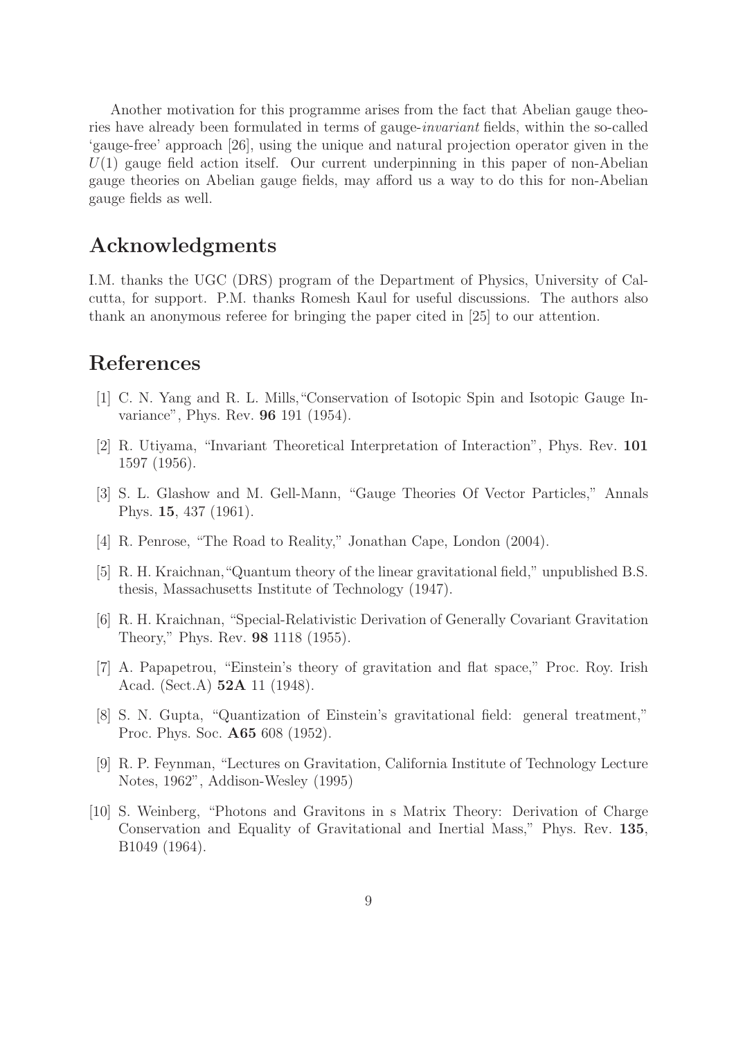Another motivation for this programme arises from the fact that Abelian gauge theories have already been formulated in terms of gauge-*invariant* fields, within the so-called 'gauge-free' approach [26], using the unique and natural projection operator given in the $U(1)$ gauge field action itself. Our current underpinning in this paper of non-Abelian gauge theories on Abelian gauge fields, may afford us a way to do this for non-Abelian gauge fields as well.

## Acknowledgments

I.M. thanks the UGC (DRS) program of the Department of Physics, University of Calcutta, for support. P.M. thanks Romesh Kaul for useful discussions. The authors also thank an anonymous referee for bringing the paper cited in [25] to our attention.

## References

[1] C. N. Yang and R. L. Mills,"Conservation of Isotopic Spin and Isotopic Gauge Invariance", Phys. Rev. **96** 191 (1954).

[2] R. Utiyama, "Invariant Theoretical Interpretation of Interaction", Phys. Rev. **101** 1597 (1956).

[3] S. L. Glashow and M. Gell-Mann, "Gauge Theories Of Vector Particles," Annals Phys. **15**, 437 (1961).

[4] R. Penrose, "The Road to Reality," Jonathan Cape, London (2004).

[5] R. H. Kraichnan,"Quantum theory of the linear gravitational field," unpublished B.S. thesis, Massachusetts Institute of Technology (1947).

[6] R. H. Kraichnan, "Special-Relativistic Derivation of Generally Covariant Gravitation Theory," Phys. Rev. **98** 1118 (1955).

[7] A. Papapetrou, "Einstein's theory of gravitation and flat space," Proc. Roy. Irish Acad. (Sect.A) **52A** 11 (1948).

[8] S. N. Gupta, "Quantization of Einstein's gravitational field: general treatment," Proc. Phys. Soc. **A65** 608 (1952).

[9] R. P. Feynman, "Lectures on Gravitation, California Institute of Technology Lecture Notes, 1962", Addison-Wesley (1995)

[10] S. Weinberg, "Photons and Gravitons in s Matrix Theory: Derivation of Charge Conservation and Equality of Gravitational and Inertial Mass," Phys. Rev. **135**, B1049 (1964).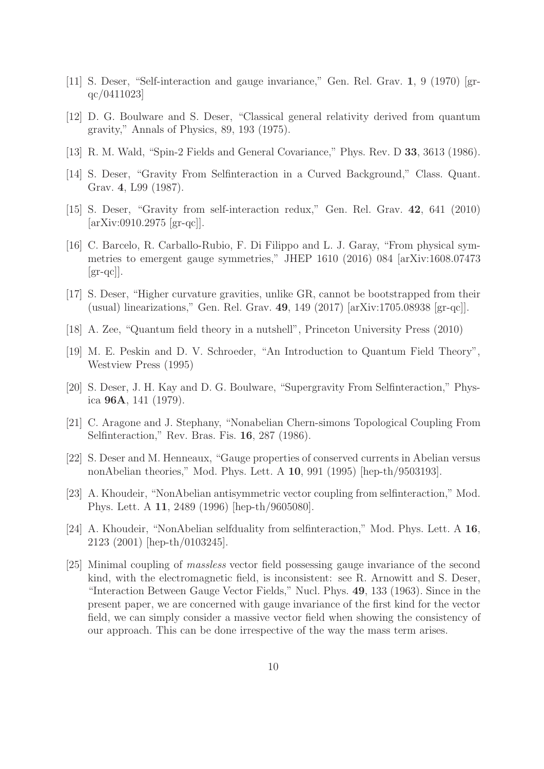[11] S. Deser, "Self-interaction and gauge invariance," Gen. Rel. Grav. **1**, 9 (1970) [gr-qc/0411023]

[12] D. G. Boulware and S. Deser, "Classical general relativity derived from quantum gravity," Annals of Physics, 89, 193 (1975).

[13] R. M. Wald, "Spin-2 Fields and General Covariance," Phys. Rev. D **33**, 3613 (1986).

[14] S. Deser, "Gravity From Selfinteraction in a Curved Background," Class. Quant. Grav. **4**, L99 (1987).

[15] S. Deser, "Gravity from self-interaction redux," Gen. Rel. Grav. **42**, 641 (2010) [arXiv:0910.2975 [gr-qc]].

[16] C. Barcelo, R. Carballo-Rubio, F. Di Filippo and L. J. Garay, "From physical symmetries to emergent gauge symmetries," JHEP 1610 (2016) 084 [arXiv:1608.07473 [gr-qc]].

[17] S. Deser, "Higher curvature gravities, unlike GR, cannot be bootstrapped from their (usual) linearizations," Gen. Rel. Grav. **49**, 149 (2017) [arXiv:1705.08938 [gr-qc]].

[18] A. Zee, "Quantum field theory in a nutshell", Princeton University Press (2010)

[19] M. E. Peskin and D. V. Schroeder, "An Introduction to Quantum Field Theory", Westview Press (1995)

[20] S. Deser, J. H. Kay and D. G. Boulware, "Supergravity From Selfinteraction," Physica **96A**, 141 (1979).

[21] C. Aragone and J. Stephany, "Nonabelian Chern-simons Topological Coupling From Selfinteraction," Rev. Bras. Fis. **16**, 287 (1986).

[22] S. Deser and M. Henneaux, "Gauge properties of conserved currents in Abelian versus nonAbelian theories," Mod. Phys. Lett. A **10**, 991 (1995) [hep-th/9503193].

[23] A. Khoudeir, "NonAbelian antisymmetric vector coupling from selfinteraction," Mod. Phys. Lett. A **11**, 2489 (1996) [hep-th/9605080].

[24] A. Khoudeir, "NonAbelian selfduality from selfinteraction," Mod. Phys. Lett. A **16**, 2123 (2001) [hep-th/0103245].

[25] Minimal coupling of *massless* vector field possessing gauge invariance of the second kind, with the electromagnetic field, is inconsistent: see R. Arnowitt and S. Deser, "Interaction Between Gauge Vector Fields," Nucl. Phys. **49**, 133 (1963). Since in the present paper, we are concerned with gauge invariance of the first kind for the vector field, we can simply consider a massive vector field when showing the consistency of our approach. This can be done irrespective of the way the mass term arises.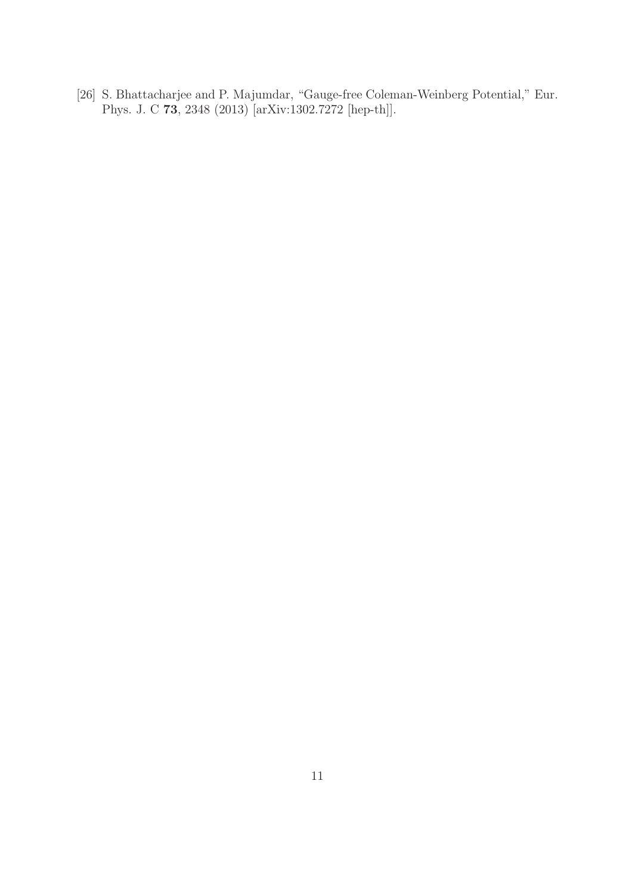[26] S. Bhattacharjee and P. Majumdar, "Gauge-free Coleman-Weinberg Potential," Eur. Phys. J. C **73**, 2348 (2013) [arXiv:1302.7272 [hep-th]].